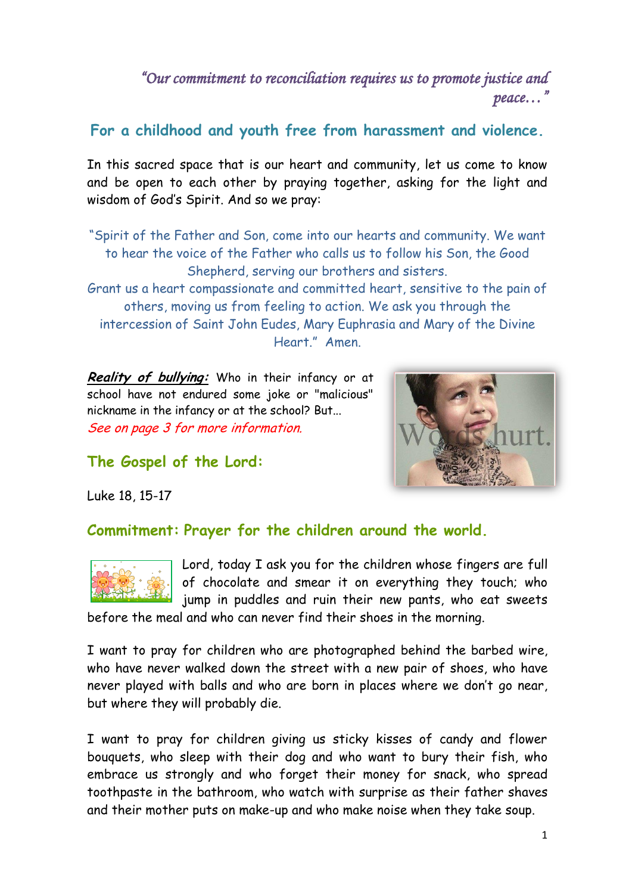*"Our commitment to reconciliation requires us to promote justice and peace…"*

## For a childhood and youth free from harassment and violence.

In this sacred space that is our heart and community, let us come to know and be open to each other by praying together, asking for the light and wisdom of God's Spirit. And so we pray:

"Spirit of the Father and Son, come into our hearts and community. We want to hear the voice of the Father who calls us to follow his Son, the Good Shepherd, serving our brothers and sisters.
Grant us a heart compassionate and committed heart, sensitive to the pain of others, moving us from feeling to action. We ask you through the intercession of Saint John Eudes, Mary Euphrasia and Mary of the Divine Heart." Amen.

***Reality of bullying:*** Who in their infancy or at school have not endured some joke or "malicious" nickname in the infancy or at the school? But…
*See on page 3 for more information.*

## The Gospel of the Lord:

Luke 18, 15-17

## Commitment: Prayer for the children around the world.

Lord, today I ask you for the children whose fingers are full of chocolate and smear it on everything they touch; who jump in puddles and ruin their new pants, who eat sweets before the meal and who can never find their shoes in the morning.

I want to pray for children who are photographed behind the barbed wire, who have never walked down the street with a new pair of shoes, who have never played with balls and who are born in places where we don't go near, but where they will probably die.

I want to pray for children giving us sticky kisses of candy and flower bouquets, who sleep with their dog and who want to bury their fish, who embrace us strongly and who forget their money for snack, who spread toothpaste in the bathroom, who watch with surprise as their father shaves and their mother puts on make-up and who make noise when they take soup.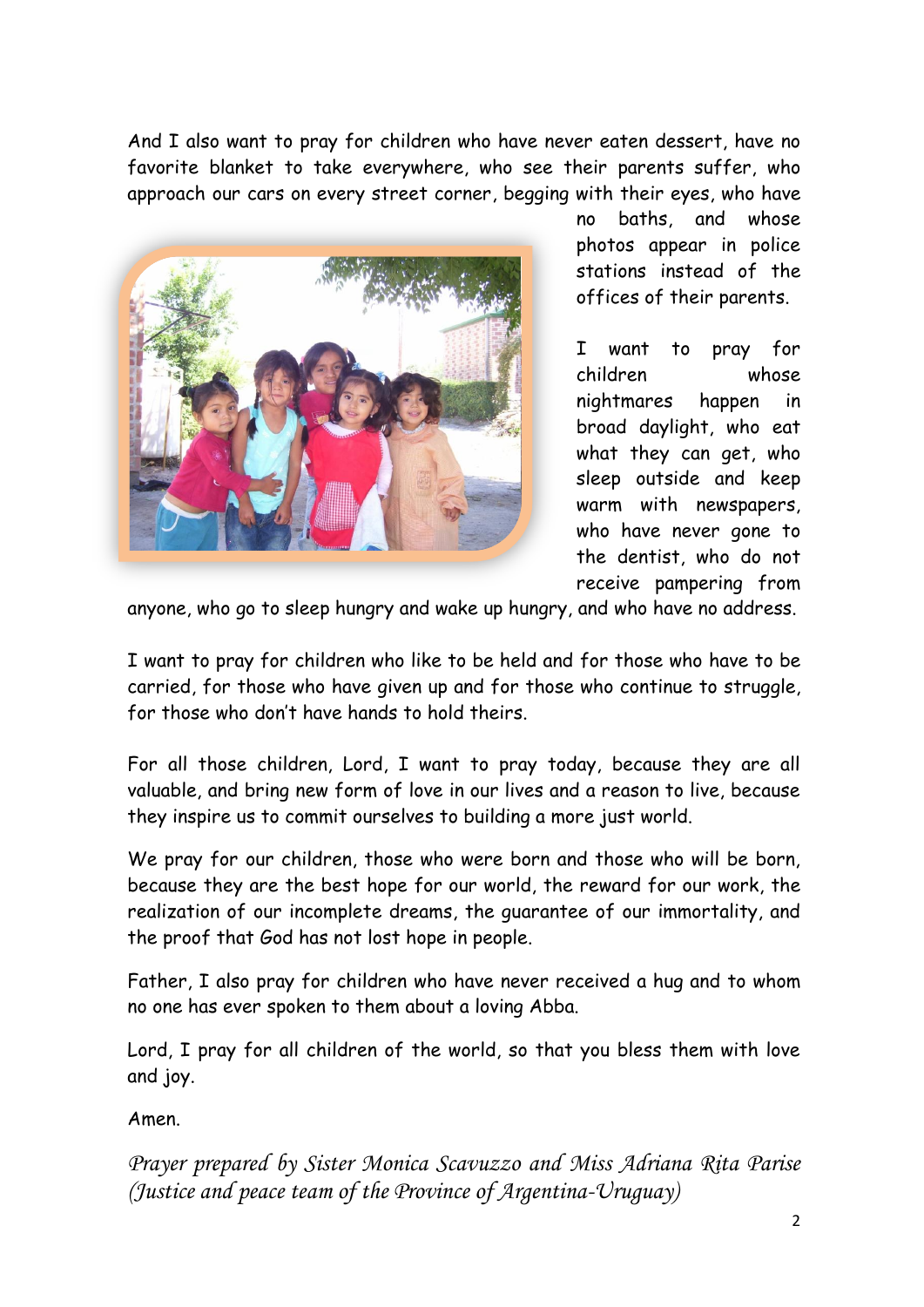And I also want to pray for children who have never eaten dessert, have no favorite blanket to take everywhere, who see their parents suffer, who approach our cars on every street corner, begging with their eyes, who have no baths, and whose photos appear in police stations instead of the offices of their parents.

I want to pray for children whose nightmares happen in broad daylight, who eat what they can get, who sleep outside and keep warm with newspapers, who have never gone to the dentist, who do not receive pampering from anyone, who go to sleep hungry and wake up hungry, and who have no address.

I want to pray for children who like to be held and for those who have to be carried, for those who have given up and for those who continue to struggle, for those who don't have hands to hold theirs.

For all those children, Lord, I want to pray today, because they are all valuable, and bring new form of love in our lives and a reason to live, because they inspire us to commit ourselves to building a more just world.

We pray for our children, those who were born and those who will be born, because they are the best hope for our world, the reward for our work, the realization of our incomplete dreams, the guarantee of our immortality, and the proof that God has not lost hope in people.

Father, I also pray for children who have never received a hug and to whom no one has ever spoken to them about a loving Abba.

Lord, I pray for all children of the world, so that you bless them with love and joy.

Amen.

*Prayer prepared by Sister Monica Scavuzzo and Miss Adriana Rita Parise (Justice and peace team of the Province of Argentina-Uruguay)*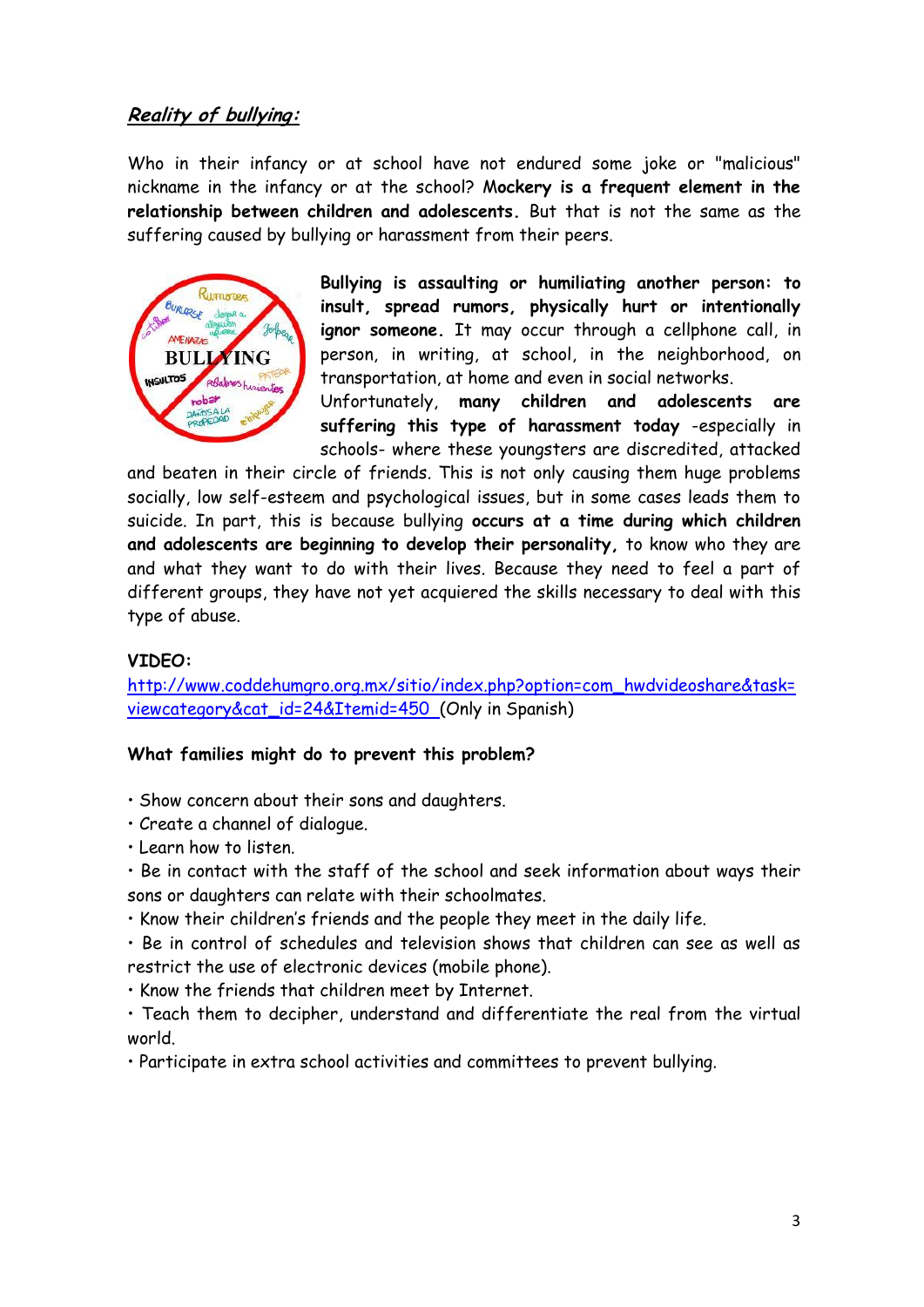## ***Reality of bullying:***

Who in their infancy or at school have not endured some joke or "malicious" nickname in the infancy or at the school? **Mockery is a frequent element in the relationship between children and adolescents.** But that is not the same as the suffering caused by bullying or harassment from their peers.

**Bullying is assaulting or humiliating another person: to insult, spread rumors, physically hurt or intentionally ignor someone.** It may occur through a cellphone call, in person, in writing, at school, in the neighborhood, on transportation, at home and even in social networks.

Unfortunately, **many children and adolescents are suffering this type of harassment today** -especially in schools- where these youngsters are discredited, attacked and beaten in their circle of friends. This is not only causing them huge problems socially, low self-esteem and psychological issues, but in some cases leads them to suicide. In part, this is because bullying **occurs at a time during which children and adolescents are beginning to develop their personality,** to know who they are and what they want to do with their lives. Because they need to feel a part of different groups, they have not yet acquired the skills necessary to deal with this type of abuse.

**VIDEO:**
http://www.coddehumgro.org.mx/sitio/index.php?option=com_hwdvideoshare&task=viewcategory&cat_id=24&Itemid=450 (Only in Spanish)

**What families might do to prevent this problem?**

- Show concern about their sons and daughters.
- Create a channel of dialogue.
- Learn how to listen.
- Be in contact with the staff of the school and seek information about ways their sons or daughters can relate with their schoolmates.
- Know their children's friends and the people they meet in the daily life.
- Be in control of schedules and television shows that children can see as well as restrict the use of electronic devices (mobile phone).
- Know the friends that children meet by Internet.
- Teach them to decipher, understand and differentiate the real from the virtual world.
- Participate in extra school activities and committees to prevent bullying.